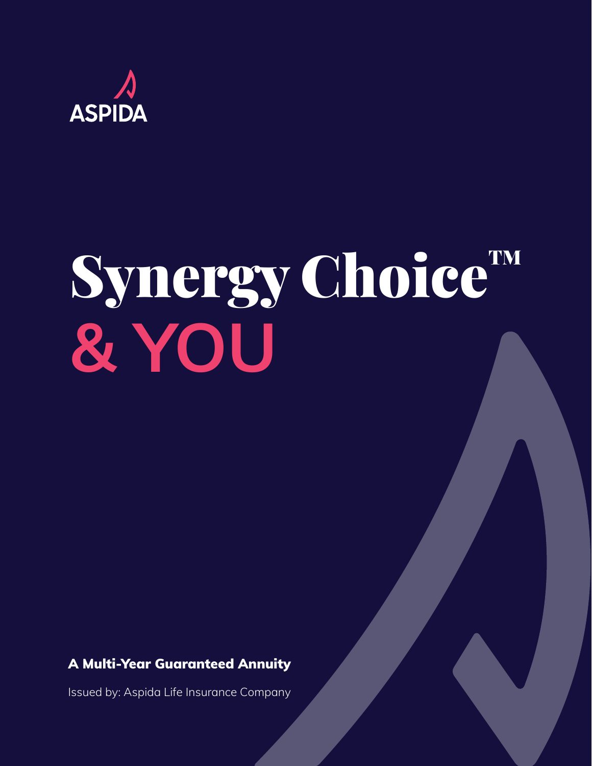ASPIDA

# Synergy Choice™ & YOU

**A Multi-Year Guaranteed Annuity**

Issued by: Aspida Life Insurance Company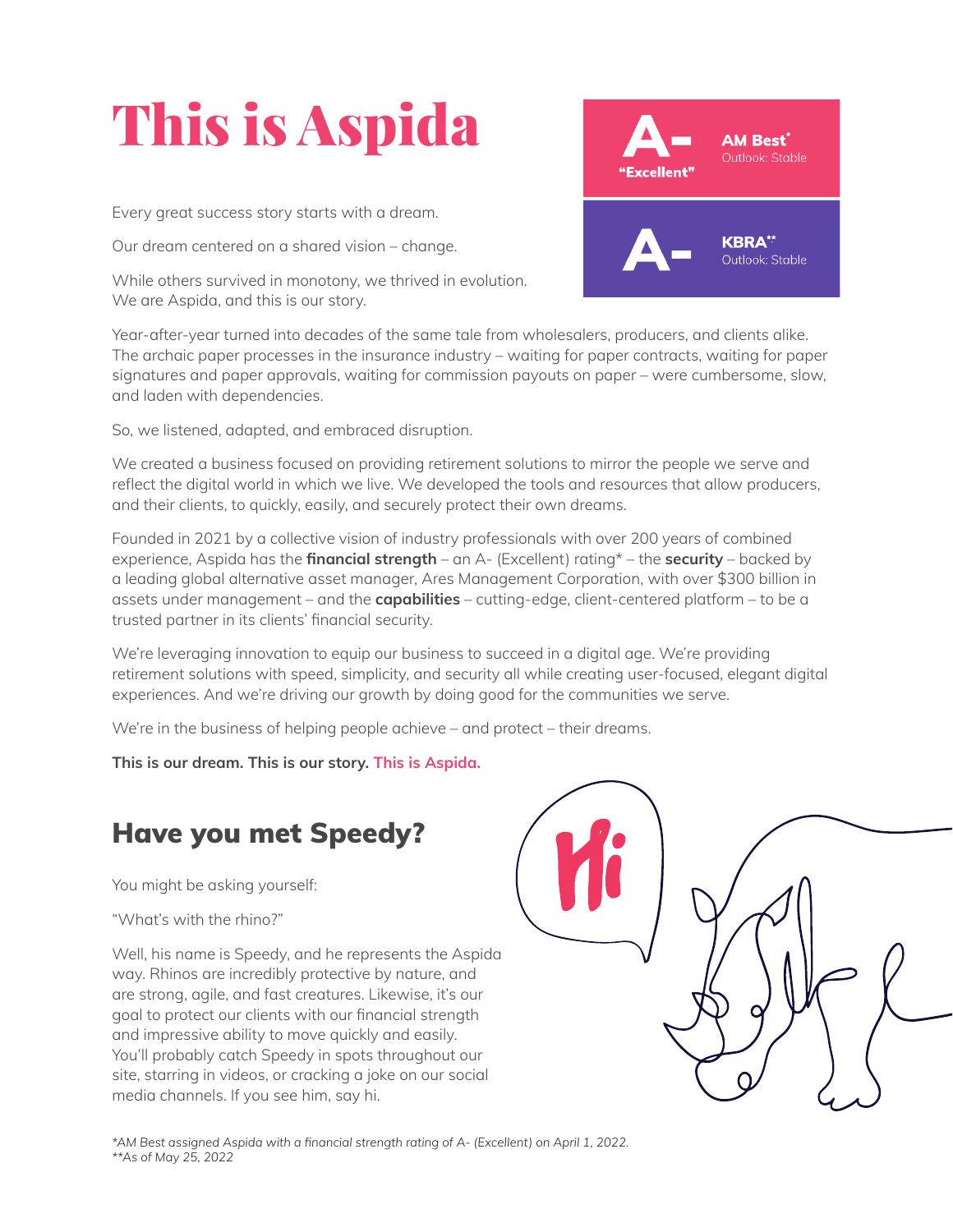# This is Aspida

A- "Excellent" — AM Best* Outlook: Stable

A- — KBRA** Outlook: Stable

Every great success story starts with a dream.

Our dream centered on a shared vision – change.

While others survived in monotony, we thrived in evolution. We are Aspida, and this is our story.

Year-after-year turned into decades of the same tale from wholesalers, producers, and clients alike. The archaic paper processes in the insurance industry – waiting for paper contracts, waiting for paper signatures and paper approvals, waiting for commission payouts on paper – were cumbersome, slow, and laden with dependencies.

So, we listened, adapted, and embraced disruption.

We created a business focused on providing retirement solutions to mirror the people we serve and reflect the digital world in which we live. We developed the tools and resources that allow producers, and their clients, to quickly, easily, and securely protect their own dreams.

Founded in 2021 by a collective vision of industry professionals with over 200 years of combined experience, Aspida has the **financial strength** – an A- (Excellent) rating* – the **security** – backed by a leading global alternative asset manager, Ares Management Corporation, with over $300 billion in assets under management – and the **capabilities** – cutting-edge, client-centered platform – to be a trusted partner in its clients' financial security.

We're leveraging innovation to equip our business to succeed in a digital age. We're providing retirement solutions with speed, simplicity, and security all while creating user-focused, elegant digital experiences. And we're driving our growth by doing good for the communities we serve.

We're in the business of helping people achieve – and protect – their dreams.

**This is our dream. This is our story. This is Aspida.**

## Have you met Speedy?

You might be asking yourself:

"What's with the rhino?"

Well, his name is Speedy, and he represents the Aspida way. Rhinos are incredibly protective by nature, and are strong, agile, and fast creatures. Likewise, it's our goal to protect our clients with our financial strength and impressive ability to move quickly and easily. You'll probably catch Speedy in spots throughout our site, starring in videos, or cracking a joke on our social media channels. If you see him, say hi.

*\*AM Best assigned Aspida with a financial strength rating of A- (Excellent) on April 1, 2022.*
*\*\*As of May 25, 2022*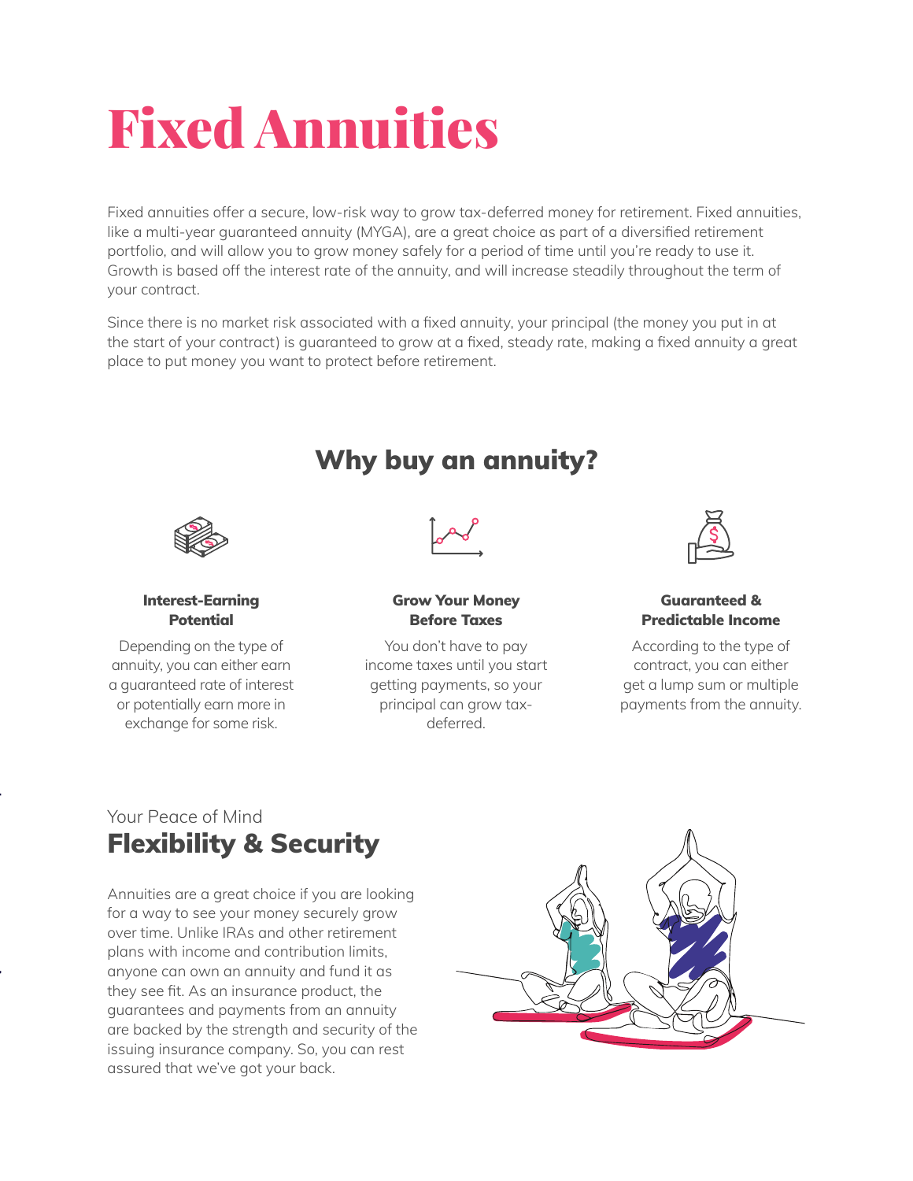# Fixed Annuities

Fixed annuities offer a secure, low-risk way to grow tax-deferred money for retirement. Fixed annuities, like a multi-year guaranteed annuity (MYGA), are a great choice as part of a diversified retirement portfolio, and will allow you to grow money safely for a period of time until you're ready to use it. Growth is based off the interest rate of the annuity, and will increase steadily throughout the term of your contract.

Since there is no market risk associated with a fixed annuity, your principal (the money you put in at the start of your contract) is guaranteed to grow at a fixed, steady rate, making a fixed annuity a great place to put money you want to protect before retirement.

## Why buy an annuity?

**Interest-Earning Potential**

Depending on the type of annuity, you can either earn a guaranteed rate of interest or potentially earn more in exchange for some risk.

**Grow Your Money Before Taxes**

You don't have to pay income taxes until you start getting payments, so your principal can grow tax-deferred.

**Guaranteed & Predictable Income**

According to the type of contract, you can either get a lump sum or multiple payments from the annuity.

Your Peace of Mind

## Flexibility & Security

Annuities are a great choice if you are looking for a way to see your money securely grow over time. Unlike IRAs and other retirement plans with income and contribution limits, anyone can own an annuity and fund it as they see fit. As an insurance product, the guarantees and payments from an annuity are backed by the strength and security of the issuing insurance company. So, you can rest assured that we've got your back.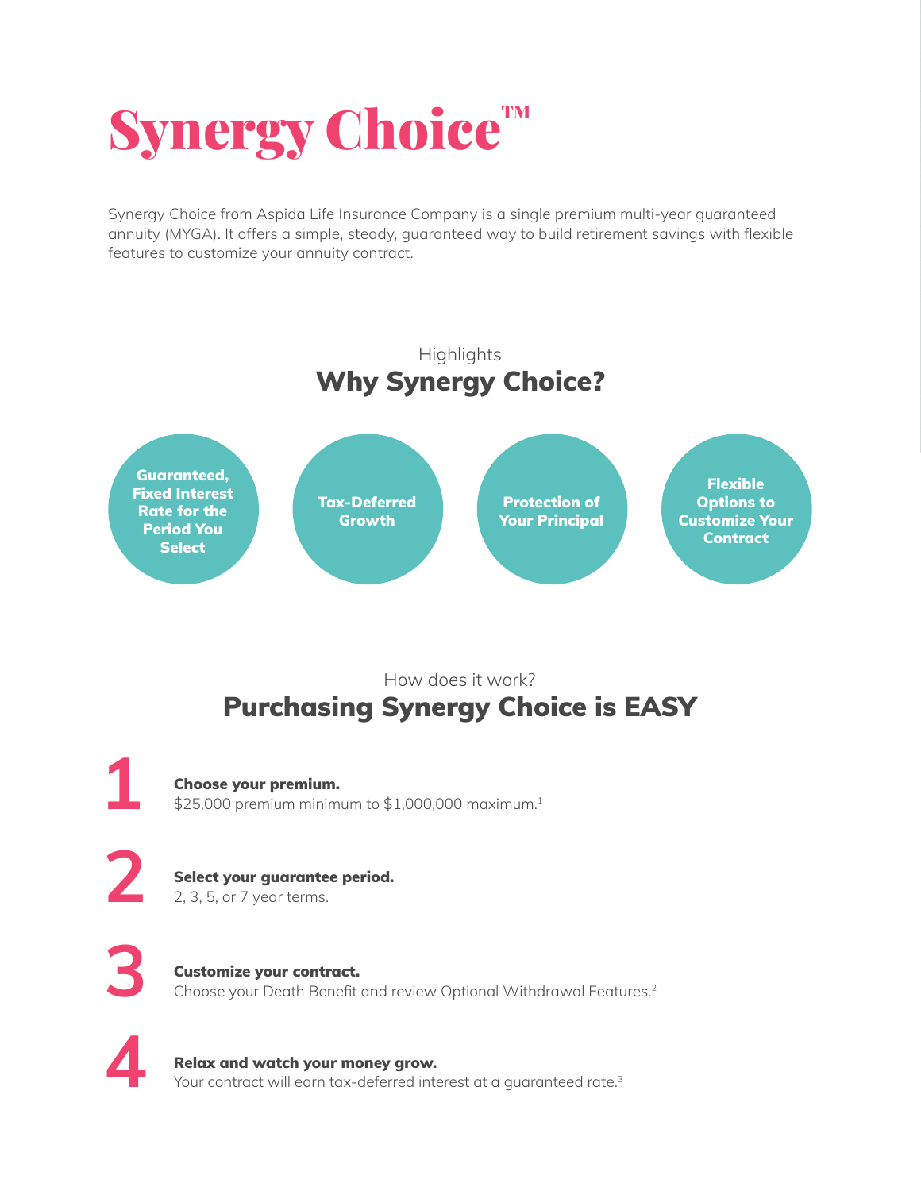# Synergy Choice™

Synergy Choice from Aspida Life Insurance Company is a single premium multi-year guaranteed annuity (MYGA). It offers a simple, steady, guaranteed way to build retirement savings with flexible features to customize your annuity contract.

Highlights

## Why Synergy Choice?

- **Guaranteed, Fixed Interest Rate for the Period You Select**
- **Tax-Deferred Growth**
- **Protection of Your Principal**
- **Flexible Options to Customize Your Contract**

How does it work?

## Purchasing Synergy Choice is EASY

**1** **Choose your premium.**
$25,000 premium minimum to $1,000,000 maximum.[1]

**2** **Select your guarantee period.**
2, 3, 5, or 7 year terms.

**3** **Customize your contract.**
Choose your Death Benefit and review Optional Withdrawal Features.[2]

**4** **Relax and watch your money grow.**
Your contract will earn tax-deferred interest at a guaranteed rate.[3]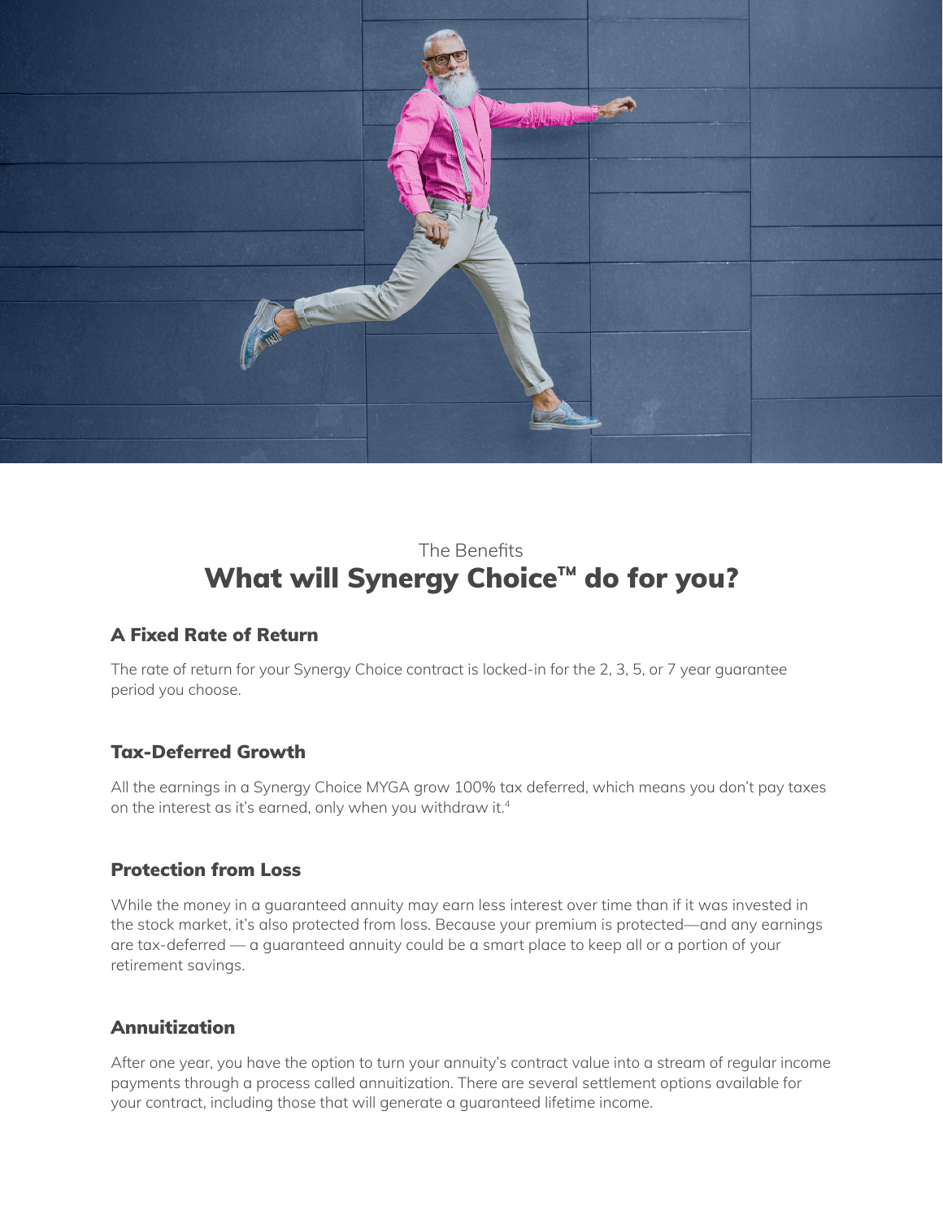The Benefits

# What will Synergy Choice™ do for you?

### A Fixed Rate of Return

The rate of return for your Synergy Choice contract is locked-in for the 2, 3, 5, or 7 year guarantee period you choose.

### Tax-Deferred Growth

All the earnings in a Synergy Choice MYGA grow 100% tax deferred, which means you don't pay taxes on the interest as it's earned, only when you withdraw it.[4]

### Protection from Loss

While the money in a guaranteed annuity may earn less interest over time than if it was invested in the stock market, it's also protected from loss. Because your premium is protected—and any earnings are tax-deferred — a guaranteed annuity could be a smart place to keep all or a portion of your retirement savings.

### Annuitization

After one year, you have the option to turn your annuity's contract value into a stream of regular income payments through a process called annuitization. There are several settlement options available for your contract, including those that will generate a guaranteed lifetime income.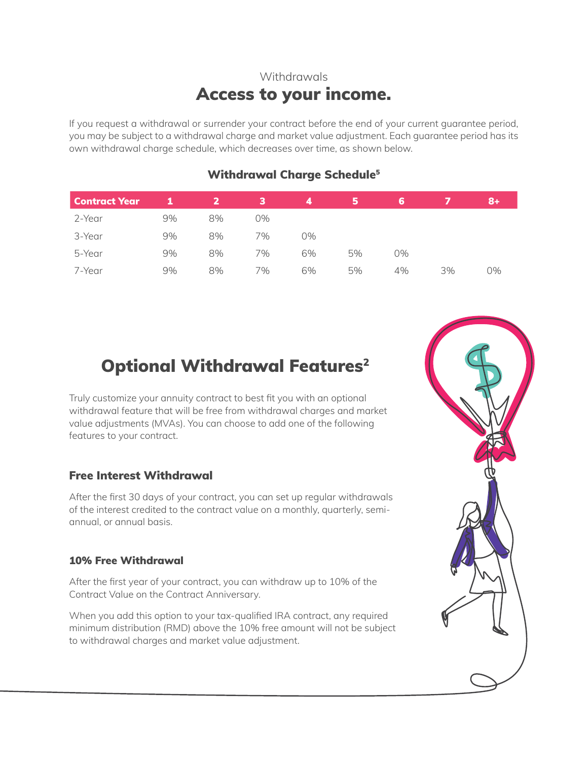Withdrawals

# Access to your income.

If you request a withdrawal or surrender your contract before the end of your current guarantee period, you may be subject to a withdrawal charge and market value adjustment. Each guarantee period has its own withdrawal charge schedule, which decreases over time, as shown below.

### Withdrawal Charge Schedule[5]

| Contract Year | 1 | 2 | 3 | 4 | 5 | 6 | 7 | 8+ |
|---|---|---|---|---|---|---|---|---|
| 2-Year | 9% | 8% | 0% | | | | | |
| 3-Year | 9% | 8% | 7% | 0% | | | | |
| 5-Year | 9% | 8% | 7% | 6% | 5% | 0% | | |
| 7-Year | 9% | 8% | 7% | 6% | 5% | 4% | 3% | 0% |

## Optional Withdrawal Features[2]

Truly customize your annuity contract to best fit you with an optional withdrawal feature that will be free from withdrawal charges and market value adjustments (MVAs). You can choose to add one of the following features to your contract.

### Free Interest Withdrawal

After the first 30 days of your contract, you can set up regular withdrawals of the interest credited to the contract value on a monthly, quarterly, semi-annual, or annual basis.

### 10% Free Withdrawal

After the first year of your contract, you can withdraw up to 10% of the Contract Value on the Contract Anniversary.

When you add this option to your tax-qualified IRA contract, any required minimum distribution (RMD) above the 10% free amount will not be subject to withdrawal charges and market value adjustment.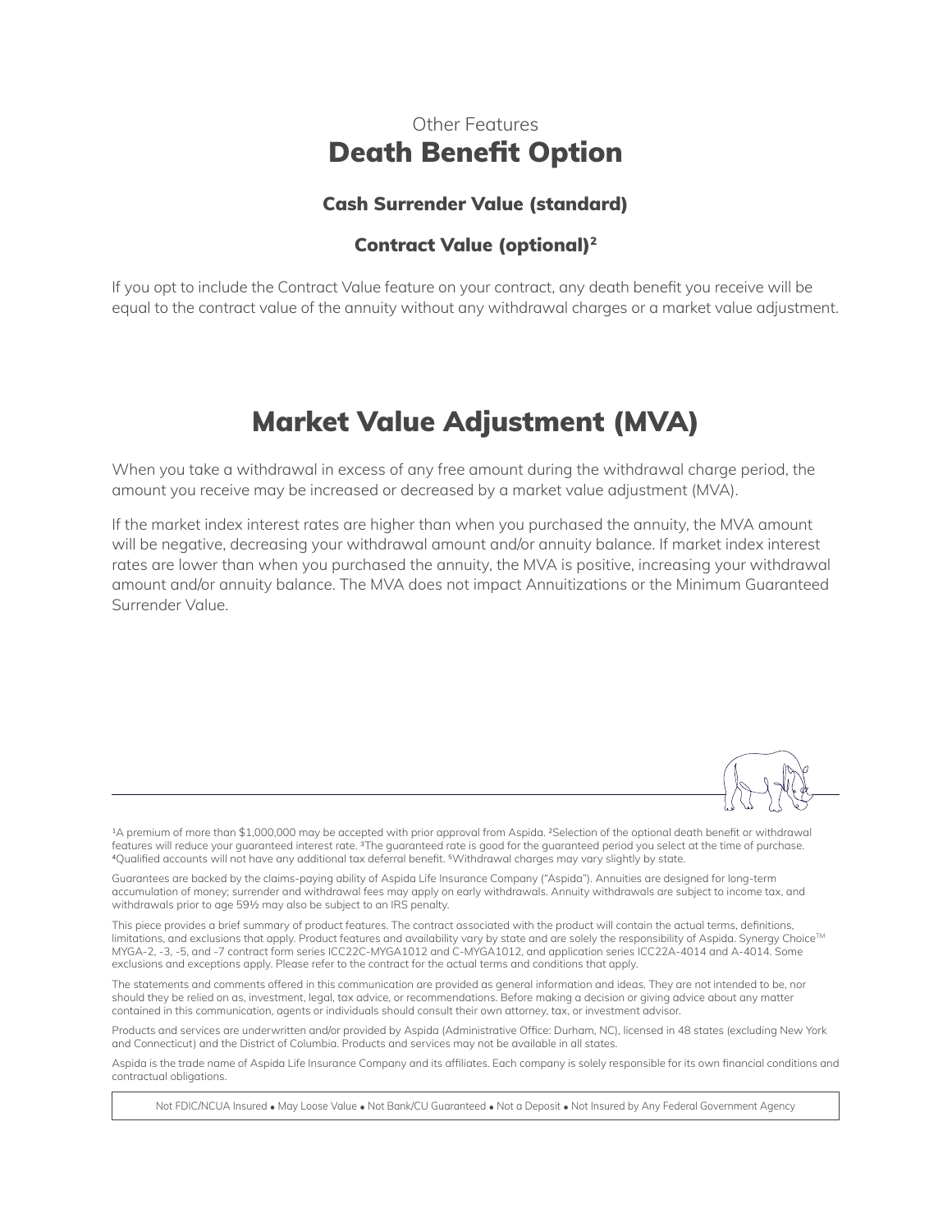Other Features

## Death Benefit Option

### Cash Surrender Value (standard)

### Contract Value (optional)[2]

If you opt to include the Contract Value feature on your contract, any death benefit you receive will be equal to the contract value of the annuity without any withdrawal charges or a market value adjustment.

## Market Value Adjustment (MVA)

When you take a withdrawal in excess of any free amount during the withdrawal charge period, the amount you receive may be increased or decreased by a market value adjustment (MVA).

If the market index interest rates are higher than when you purchased the annuity, the MVA amount will be negative, decreasing your withdrawal amount and/or annuity balance. If market index interest rates are lower than when you purchased the annuity, the MVA is positive, increasing your withdrawal amount and/or annuity balance. The MVA does not impact Annuitizations or the Minimum Guaranteed Surrender Value.

---

[1]A premium of more than $1,000,000 may be accepted with prior approval from Aspida. [2]Selection of the optional death benefit or withdrawal features will reduce your guaranteed interest rate. [3]The guaranteed rate is good for the guaranteed period you select at the time of purchase. [4]Qualified accounts will not have any additional tax deferral benefit. [5]Withdrawal charges may vary slightly by state.

Guarantees are backed by the claims-paying ability of Aspida Life Insurance Company ("Aspida"). Annuities are designed for long-term accumulation of money; surrender and withdrawal fees may apply on early withdrawals. Annuity withdrawals are subject to income tax, and withdrawals prior to age 59½ may also be subject to an IRS penalty.

This piece provides a brief summary of product features. The contract associated with the product will contain the actual terms, definitions, limitations, and exclusions that apply. Product features and availability vary by state and are solely the responsibility of Aspida. Synergy Choice™ MYGA-2, -3, -5, and -7 contract form series ICC22C-MYGA1012 and C-MYGA1012, and application series ICC22A-4014 and A-4014. Some exclusions and exceptions apply. Please refer to the contract for the actual terms and conditions that apply.

The statements and comments offered in this communication are provided as general information and ideas. They are not intended to be, nor should they be relied on as, investment, legal, tax advice, or recommendations. Before making a decision or giving advice about any matter contained in this communication, agents or individuals should consult their own attorney, tax, or investment advisor.

Products and services are underwritten and/or provided by Aspida (Administrative Office: Durham, NC), licensed in 48 states (excluding New York and Connecticut) and the District of Columbia. Products and services may not be available in all states.

Aspida is the trade name of Aspida Life Insurance Company and its affiliates. Each company is solely responsible for its own financial conditions and contractual obligations.

Not FDIC/NCUA Insured • May Loose Value • Not Bank/CU Guaranteed • Not a Deposit • Not Insured by Any Federal Government Agency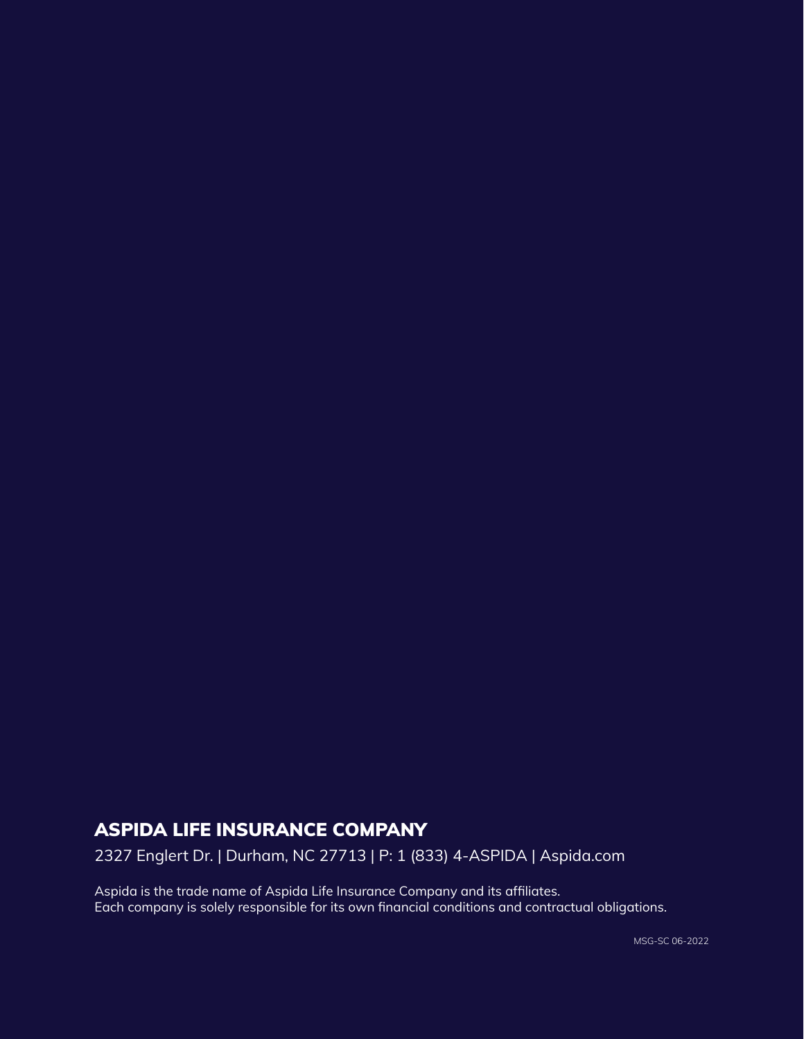## ASPIDA LIFE INSURANCE COMPANY

2327 Englert Dr. | Durham, NC 27713 | P: 1 (833) 4-ASPIDA | Aspida.com

Aspida is the trade name of Aspida Life Insurance Company and its affiliates.
Each company is solely responsible for its own financial conditions and contractual obligations.

MSG-SC 06-2022